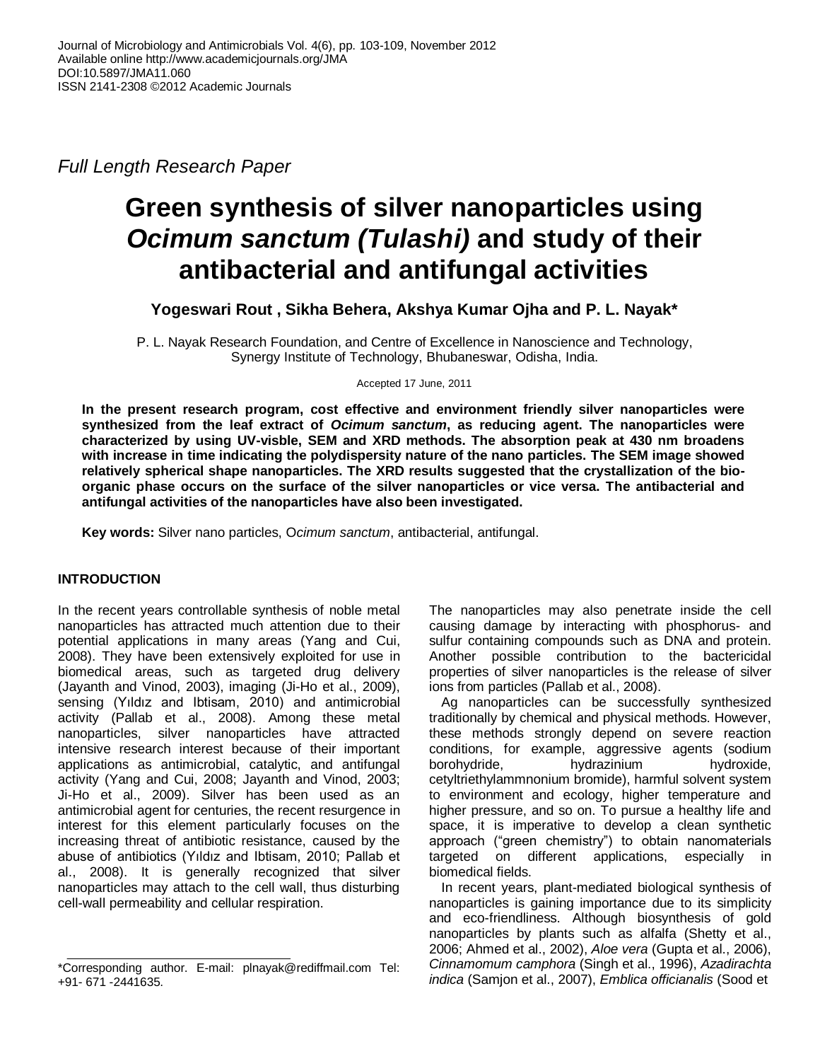Full Length Research Paper

# Green synthesis of silver nanoparticles using *Ocimum sanctum (Tulashi)* and study of their antibacterial and antifungal activities

**Yogeswari Rout , Sikha Behera, Akshya Kumar Ojha and P. L. Nayak***

P. L. Nayak Research Foundation, and Centre of Excellence in Nanoscience and Technology, Synergy Institute of Technology, Bhubaneswar, Odisha, India.

Accepted 17 June, 2011

**In the present research program, cost effective and environment friendly silver nanoparticles were synthesized from the leaf extract of *Ocimum sanctum*, as reducing agent. The nanoparticles were characterized by using UV-visble, SEM and XRD methods. The absorption peak at 430 nm broadens with increase in time indicating the polydispersity nature of the nano particles. The SEM image showed relatively spherical shape nanoparticles. The XRD results suggested that the crystallization of the bio-organic phase occurs on the surface of the silver nanoparticles or vice versa. The antibacterial and antifungal activities of the nanoparticles have also been investigated.**

**Key words:** Silver nano particles, O*cimum sanctum*, antibacterial, antifungal.

## INTRODUCTION

In the recent years controllable synthesis of noble metal nanoparticles has attracted much attention due to their potential applications in many areas (Yang and Cui, 2008). They have been extensively exploited for use in biomedical areas, such as targeted drug delivery (Jayanth and Vinod, 2003), imaging (Ji-Ho et al., 2009), sensing (Yıldız and Ibtisam, 2010) and antimicrobial activity (Pallab et al., 2008). Among these metal nanoparticles, silver nanoparticles have attracted intensive research interest because of their important applications as antimicrobial, catalytic, and antifungal activity (Yang and Cui, 2008; Jayanth and Vinod, 2003; Ji-Ho et al., 2009). Silver has been used as an antimicrobial agent for centuries, the recent resurgence in interest for this element particularly focuses on the increasing threat of antibiotic resistance, caused by the abuse of antibiotics (Yıldız and Ibtisam, 2010; Pallab et al., 2008). It is generally recognized that silver nanoparticles may attach to the cell wall, thus disturbing cell-wall permeability and cellular respiration.

The nanoparticles may also penetrate inside the cell causing damage by interacting with phosphorus- and sulfur containing compounds such as DNA and protein. Another possible contribution to the bactericidal properties of silver nanoparticles is the release of silver ions from particles (Pallab et al., 2008).

Ag nanoparticles can be successfully synthesized traditionally by chemical and physical methods. However, these methods strongly depend on severe reaction conditions, for example, aggressive agents (sodium borohydride, hydrazinium hydroxide, cetyltriethylammnonium bromide), harmful solvent system to environment and ecology, higher temperature and higher pressure, and so on. To pursue a healthy life and space, it is imperative to develop a clean synthetic approach ("green chemistry") to obtain nanomaterials targeted on different applications, especially in biomedical fields.

In recent years, plant-mediated biological synthesis of nanoparticles is gaining importance due to its simplicity and eco-friendliness. Although biosynthesis of gold nanoparticles by plants such as alfalfa (Shetty et al., 2006; Ahmed et al., 2002), *Aloe vera* (Gupta et al., 2006), *Cinnamomum camphora* (Singh et al., 1996), *Azadirachta indica* (Samjon et al., 2007), *Emblica officianalis* (Sood et

*Corresponding author. E-mail: plnayak@rediffmail.com Tel: +91- 671 -2441635.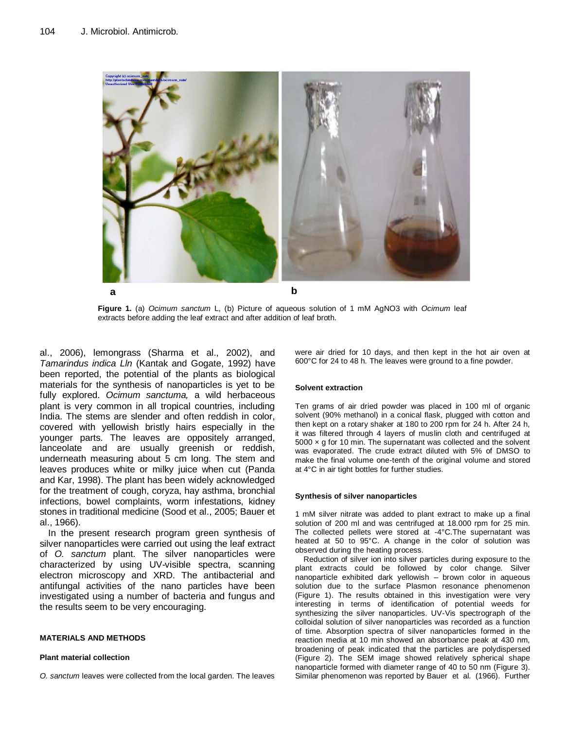Figure 1. (a) *Ocimum sanctum* L, (b) Picture of aqueous solution of 1 mM AgNO3 with *Ocimum* leaf extracts before adding the leaf extract and after addition of leaf broth.

al., 2006), lemongrass (Sharma et al., 2002), and *Tamarindus indica Lln* (Kantak and Gogate, 1992) have been reported, the potential of the plants as biological materials for the synthesis of nanoparticles is yet to be fully explored. *Ocimum sanctuma,* a wild herbaceous plant is very common in all tropical countries, including India. The stems are slender and often reddish in color, covered with yellowish bristly hairs especially in the younger parts. The leaves are oppositely arranged, lanceolate and are usually greenish or reddish, underneath measuring about 5 cm long. The stem and leaves produces white or milky juice when cut (Panda and Kar, 1998). The plant has been widely acknowledged for the treatment of cough, coryza, hay asthma, bronchial infections, bowel complaints, worm infestations, kidney stones in traditional medicine (Sood et al., 2005; Bauer et al., 1966).

In the present research program green synthesis of silver nanoparticles were carried out using the leaf extract of *O. sanctum* plant. The silver nanoparticles were characterized by using UV-visible spectra, scanning electron microscopy and XRD. The antibacterial and antifungal activities of the nano particles have been investigated using a number of bacteria and fungus and the results seem to be very encouraging.

## MATERIALS AND METHODS

### Plant material collection

*O. sanctum* leaves were collected from the local garden. The leaves were air dried for 10 days, and then kept in the hot air oven at 600°C for 24 to 48 h. The leaves were ground to a fine powder.

### Solvent extraction

Ten grams of air dried powder was placed in 100 ml of organic solvent (90% methanol) in a conical flask, plugged with cotton and then kept on a rotary shaker at 180 to 200 rpm for 24 h. After 24 h, it was filtered through 4 layers of muslin cloth and centrifuged at 5000 × g for 10 min. The supernatant was collected and the solvent was evaporated. The crude extract diluted with 5% of DMSO to make the final volume one-tenth of the original volume and stored at 4°C in air tight bottles for further studies.

### Synthesis of silver nanoparticles

1 mM silver nitrate was added to plant extract to make up a final solution of 200 ml and was centrifuged at 18.000 rpm for 25 min. The collected pellets were stored at -4°C.The supernatant was heated at 50 to 95°C. A change in the color of solution was observed during the heating process.

Reduction of silver ion into silver particles during exposure to the plant extracts could be followed by color change. Silver nanoparticle exhibited dark yellowish – brown color in aqueous solution due to the surface Plasmon resonance phenomenon (Figure 1). The results obtained in this investigation were very interesting in terms of identification of potential weeds for synthesizing the silver nanoparticles. UV-Vis spectrograph of the colloidal solution of silver nanoparticles was recorded as a function of time. Absorption spectra of silver nanoparticles formed in the reaction media at 10 min showed an absorbance peak at 430 nm, broadening of peak indicated that the particles are polydispersed (Figure 2). The SEM image showed relatively spherical shape nanoparticle formed with diameter range of 40 to 50 nm (Figure 3). Similar phenomenon was reported by Bauer et al. (1966). Further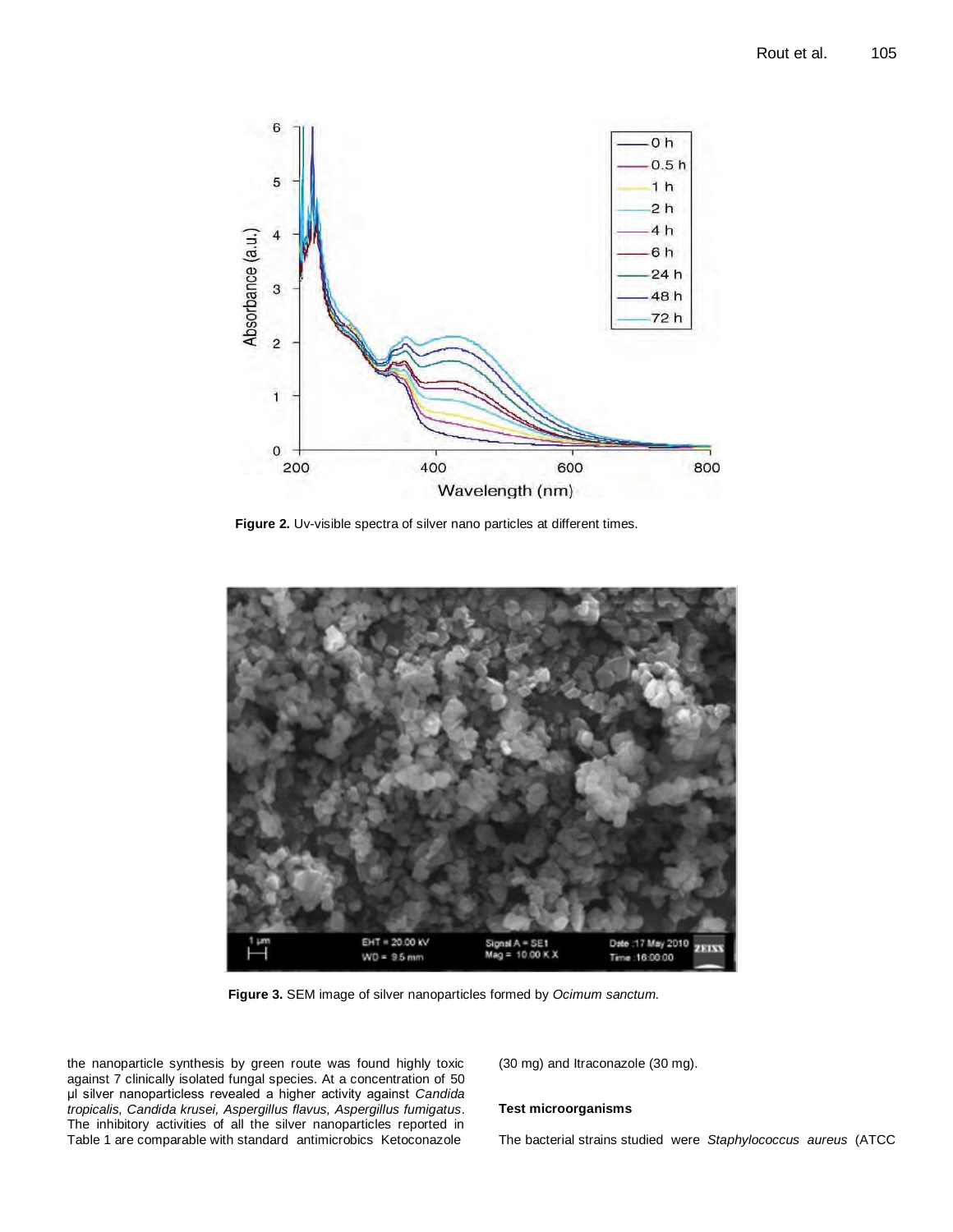Figure 2. Uv-visible spectra of silver nano particles at different times.

Figure 3. SEM image of silver nanoparticles formed by *Ocimum sanctum.*

the nanoparticle synthesis by green route was found highly toxic against 7 clinically isolated fungal species. At a concentration of 50 µl silver nanoparticless revealed a higher activity against *Candida tropicalis, Candida krusei, Aspergillus flavus, Aspergillus fumigatus*. The inhibitory activities of all the silver nanoparticles reported in Table 1 are comparable with standard antimicrobics Ketoconazole (30 mg) and Itraconazole (30 mg).

### Test microorganisms

The bacterial strains studied were *Staphylococcus aureus* (ATCC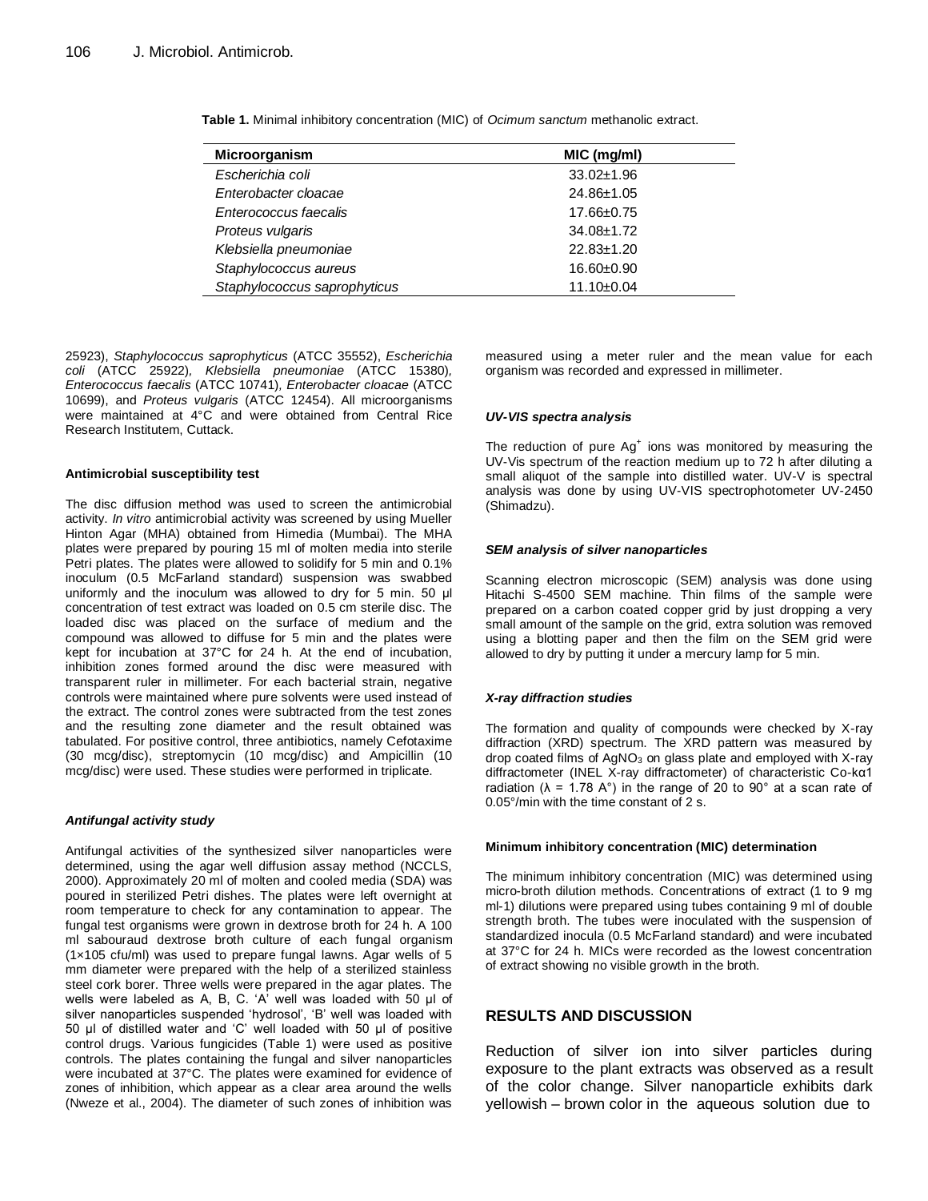**Table 1.** Minimal inhibitory concentration (MIC) of *Ocimum sanctum* methanolic extract.

| Microorganism | MIC (mg/ml) |
|---|---|
| *Escherichia coli* | 33.02±1.96 |
| *Enterobacter cloacae* | 24.86±1.05 |
| *Enterococcus faecalis* | 17.66±0.75 |
| *Proteus vulgaris* | 34.08±1.72 |
| *Klebsiella pneumoniae* | 22.83±1.20 |
| *Staphylococcus aureus* | 16.60±0.90 |
| *Staphylococcus saprophyticus* | 11.10±0.04 |

25923), *Staphylococcus saprophyticus* (ATCC 35552), *Escherichia coli* (ATCC 25922), *Klebsiella pneumoniae* (ATCC 15380), *Enterococcus faecalis* (ATCC 10741), *Enterobacter cloacae* (ATCC 10699), and *Proteus vulgaris* (ATCC 12454). All microorganisms were maintained at 4°C and were obtained from Central Rice Research Institutem, Cuttack.

#### Antimicrobial susceptibility test

The disc diffusion method was used to screen the antimicrobial activity. *In vitro* antimicrobial activity was screened by using Mueller Hinton Agar (MHA) obtained from Himedia (Mumbai). The MHA plates were prepared by pouring 15 ml of molten media into sterile Petri plates. The plates were allowed to solidify for 5 min and 0.1% inoculum (0.5 McFarland standard) suspension was swabbed uniformly and the inoculum was allowed to dry for 5 min. 50 µl concentration of test extract was loaded on 0.5 cm sterile disc. The loaded disc was placed on the surface of medium and the compound was allowed to diffuse for 5 min and the plates were kept for incubation at 37°C for 24 h. At the end of incubation, inhibition zones formed around the disc were measured with transparent ruler in millimeter. For each bacterial strain, negative controls were maintained where pure solvents were used instead of the extract. The control zones were subtracted from the test zones and the resulting zone diameter and the result obtained was tabulated. For positive control, three antibiotics, namely Cefotaxime (30 mcg/disc), streptomycin (10 mcg/disc) and Ampicillin (10 mcg/disc) were used. These studies were performed in triplicate.

#### *Antifungal activity study*

Antifungal activities of the synthesized silver nanoparticles were determined, using the agar well diffusion assay method (NCCLS, 2000). Approximately 20 ml of molten and cooled media (SDA) was poured in sterilized Petri dishes. The plates were left overnight at room temperature to check for any contamination to appear. The fungal test organisms were grown in dextrose broth for 24 h. A 100 ml sabouraud dextrose broth culture of each fungal organism (1×105 cfu/ml) was used to prepare fungal lawns. Agar wells of 5 mm diameter were prepared with the help of a sterilized stainless steel cork borer. Three wells were prepared in the agar plates. The wells were labeled as A, B, C. 'A' well was loaded with 50 µl of silver nanoparticles suspended 'hydrosol', 'B' well was loaded with 50 µl of distilled water and 'C' well loaded with 50 µl of positive control drugs. Various fungicides (Table 1) were used as positive controls. The plates containing the fungal and silver nanoparticles were incubated at 37°C. The plates were examined for evidence of zones of inhibition, which appear as a clear area around the wells (Nweze et al., 2004). The diameter of such zones of inhibition was measured using a meter ruler and the mean value for each organism was recorded and expressed in millimeter.

#### *UV-VIS spectra analysis*

The reduction of pure $Ag^+$ ions was monitored by measuring the UV-Vis spectrum of the reaction medium up to 72 h after diluting a small aliquot of the sample into distilled water. UV-V is spectral analysis was done by using UV-VIS spectrophotometer UV-2450 (Shimadzu).

#### *SEM analysis of silver nanoparticles*

Scanning electron microscopic (SEM) analysis was done using Hitachi S-4500 SEM machine. Thin films of the sample were prepared on a carbon coated copper grid by just dropping a very small amount of the sample on the grid, extra solution was removed using a blotting paper and then the film on the SEM grid were allowed to dry by putting it under a mercury lamp for 5 min.

#### *X-ray diffraction studies*

The formation and quality of compounds were checked by X-ray diffraction (XRD) spectrum. The XRD pattern was measured by drop coated films of $AgNO_3$ on glass plate and employed with X-ray diffractometer (INEL X-ray diffractometer) of characteristic Co-kα1 radiation (λ = 1.78 A°) in the range of 20 to 90° at a scan rate of 0.05°/min with the time constant of 2 s.

#### Minimum inhibitory concentration (MIC) determination

The minimum inhibitory concentration (MIC) was determined using micro-broth dilution methods. Concentrations of extract (1 to 9 mg ml-1) dilutions were prepared using tubes containing 9 ml of double strength broth. The tubes were inoculated with the suspension of standardized inocula (0.5 McFarland standard) and were incubated at 37°C for 24 h. MICs were recorded as the lowest concentration of extract showing no visible growth in the broth.

## RESULTS AND DISCUSSION

Reduction of silver ion into silver particles during exposure to the plant extracts was observed as a result of the color change. Silver nanoparticle exhibits dark yellowish – brown color in the aqueous solution due to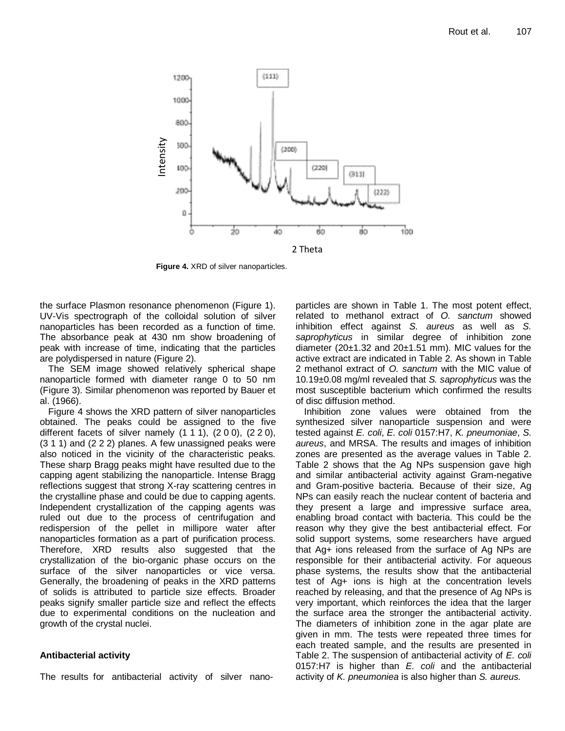**Figure 4.** XRD of silver nanoparticles.

the surface Plasmon resonance phenomenon (Figure 1). UV-Vis spectrograph of the colloidal solution of silver nanoparticles has been recorded as a function of time. The absorbance peak at 430 nm show broadening of peak with increase of time, indicating that the particles are polydispersed in nature (Figure 2).

The SEM image showed relatively spherical shape nanoparticle formed with diameter range 0 to 50 nm (Figure 3). Similar phenomenon was reported by Bauer et al. (1966).

Figure 4 shows the XRD pattern of silver nanoparticles obtained. The peaks could be assigned to the five different facets of silver namely (1 1 1), (2 0 0), (2 2 0), (3 1 1) and (2 2 2) planes. A few unassigned peaks were also noticed in the vicinity of the characteristic peaks. These sharp Bragg peaks might have resulted due to the capping agent stabilizing the nanoparticle. Intense Bragg reflections suggest that strong X-ray scattering centres in the crystalline phase and could be due to capping agents. Independent crystallization of the capping agents was ruled out due to the process of centrifugation and redispersion of the pellet in millipore water after nanoparticles formation as a part of purification process. Therefore, XRD results also suggested that the crystallization of the bio-organic phase occurs on the surface of the silver nanoparticles or vice versa. Generally, the broadening of peaks in the XRD patterns of solids is attributed to particle size effects. Broader peaks signify smaller particle size and reflect the effects due to experimental conditions on the nucleation and growth of the crystal nuclei.

## Antibacterial activity

The results for antibacterial activity of silver nanoparticles are shown in Table 1. The most potent effect, related to methanol extract of *O. sanctum* showed inhibition effect against *S. aureus* as well as *S. saprophyticus* in similar degree of inhibition zone diameter (20±1.32 and 20±1.51 mm). MIC values for the active extract are indicated in Table 2. As shown in Table 2 methanol extract of *O. sanctum* with the MIC value of 10.19±0.08 mg/ml revealed that *S. saprophyticus* was the most susceptible bacterium which confirmed the results of disc diffusion method.

Inhibition zone values were obtained from the synthesized silver nanoparticle suspension and were tested against *E. coli*, *E. coli* 0157:H7, *K. pneumoniae*, *S. aureus*, and MRSA. The results and images of inhibition zones are presented as the average values in Table 2. Table 2 shows that the Ag NPs suspension gave high and similar antibacterial activity against Gram-negative and Gram-positive bacteria. Because of their size, Ag NPs can easily reach the nuclear content of bacteria and they present a large and impressive surface area, enabling broad contact with bacteria. This could be the reason why they give the best antibacterial effect. For solid support systems, some researchers have argued that Ag+ ions released from the surface of Ag NPs are responsible for their antibacterial activity. For aqueous phase systems, the results show that the antibacterial test of Ag+ ions is high at the concentration levels reached by releasing, and that the presence of Ag NPs is very important, which reinforces the idea that the larger the surface area the stronger the antibacterial activity. The diameters of inhibition zone in the agar plate are given in mm. The tests were repeated three times for each treated sample, and the results are presented in Table 2. The suspension of antibacterial activity of *E. coli* 0157:H7 is higher than *E. coli* and the antibacterial activity of *K. pneumoniea* is also higher than *S. aureus.*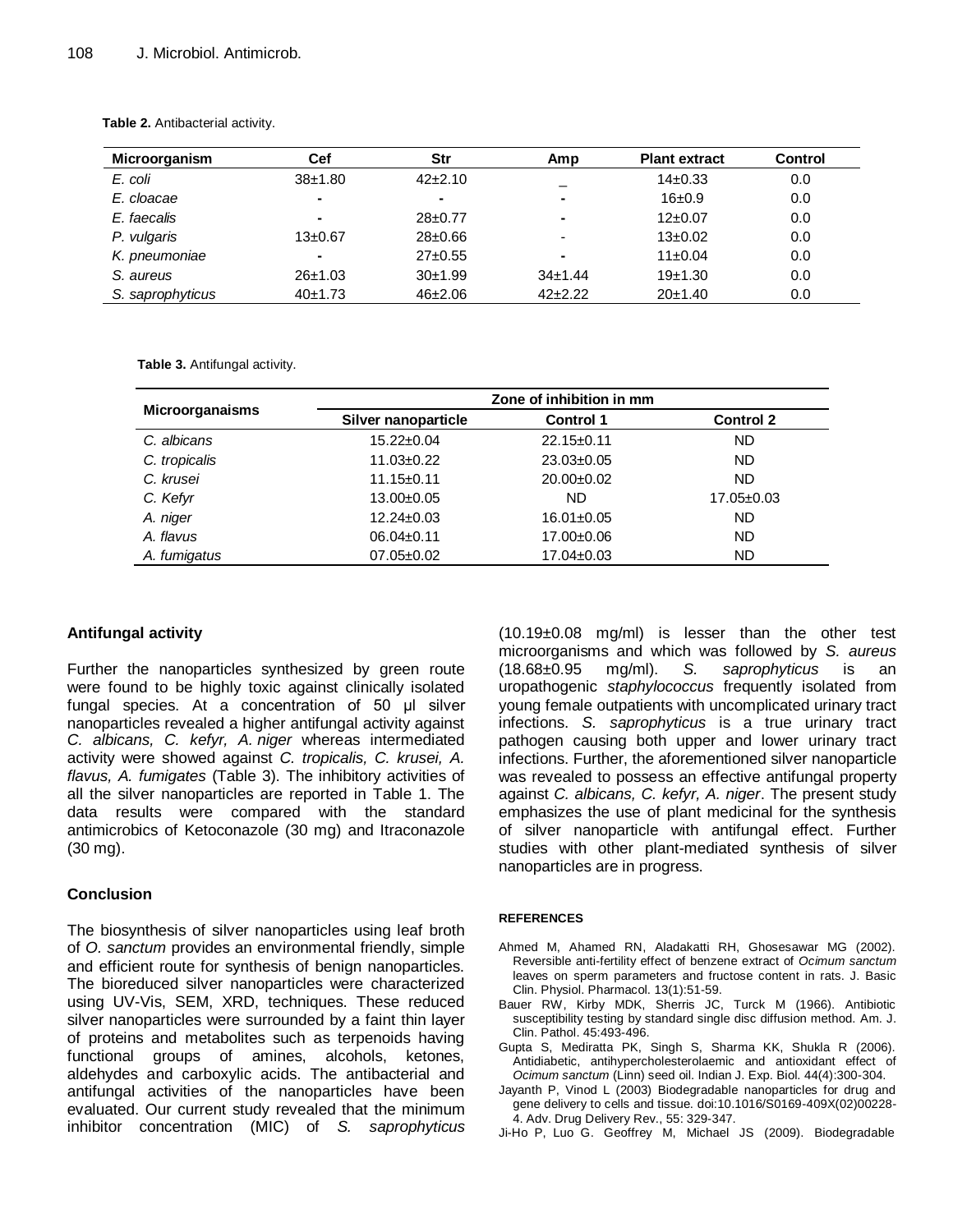**Table 2.** Antibacterial activity.

| Microorganism | Cef | Str | Amp | Plant extract | Control |
|---|---|---|---|---|---|
| *E. coli* | 38±1.80 | 42±2.10 | _ | 14±0.33 | 0.0 |
| *E. cloacae* | - | - | - | 16±0.9 | 0.0 |
| *E. faecalis* | - | 28±0.77 | - | 12±0.07 | 0.0 |
| *P. vulgaris* | 13±0.67 | 28±0.66 | - | 13±0.02 | 0.0 |
| *K. pneumoniae* | - | 27±0.55 | - | 11±0.04 | 0.0 |
| *S. aureus* | 26±1.03 | 30±1.99 | 34±1.44 | 19±1.30 | 0.0 |
| *S. saprophyticus* | 40±1.73 | 46±2.06 | 42±2.22 | 20±1.40 | 0.0 |

**Table 3.** Antifungal activity.

| Microorganaisms | Zone of inhibition in mm | | |
|---|---|---|---|
| | Silver nanoparticle | Control 1 | Control 2 |
| *C. albicans* | 15.22±0.04 | 22.15±0.11 | ND |
| *C. tropicalis* | 11.03±0.22 | 23.03±0.05 | ND |
| *C. krusei* | 11.15±0.11 | 20.00±0.02 | ND |
| *C. Kefyr* | 13.00±0.05 | ND | 17.05±0.03 |
| *A. niger* | 12.24±0.03 | 16.01±0.05 | ND |
| *A. flavus* | 06.04±0.11 | 17.00±0.06 | ND |
| *A. fumigatus* | 07.05±0.02 | 17.04±0.03 | ND |

## Antifungal activity

Further the nanoparticles synthesized by green route were found to be highly toxic against clinically isolated fungal species. At a concentration of 50 µl silver nanoparticles revealed a higher antifungal activity against *C. albicans, C. kefyr, A. niger* whereas intermediated activity were showed against *C. tropicalis, C. krusei, A. flavus, A. fumigates* (Table 3). The inhibitory activities of all the silver nanoparticles are reported in Table 1. The data results were compared with the standard antimicrobics of Ketoconazole (30 mg) and Itraconazole (30 mg).

## Conclusion

The biosynthesis of silver nanoparticles using leaf broth of *O. sanctum* provides an environmental friendly, simple and efficient route for synthesis of benign nanoparticles. The bioreduced silver nanoparticles were characterized using UV-Vis, SEM, XRD, techniques. These reduced silver nanoparticles were surrounded by a faint thin layer of proteins and metabolites such as terpenoids having functional groups of amines, alcohols, ketones, aldehydes and carboxylic acids. The antibacterial and antifungal activities of the nanoparticles have been evaluated. Our current study revealed that the minimum inhibitor concentration (MIC) of *S. saprophyticus* (10.19±0.08 mg/ml) is lesser than the other test microorganisms and which was followed by *S. aureus* (18.68±0.95 mg/ml). *S. saprophyticus* is an uropathogenic *staphylococcus* frequently isolated from young female outpatients with uncomplicated urinary tract infections. *S. saprophyticus* is a true urinary tract pathogen causing both upper and lower urinary tract infections. Further, the aforementioned silver nanoparticle was revealed to possess an effective antifungal property against *C. albicans, C. kefyr, A. niger*. The present study emphasizes the use of plant medicinal for the synthesis of silver nanoparticle with antifungal effect. Further studies with other plant-mediated synthesis of silver nanoparticles are in progress.

## REFERENCES

Ahmed M, Ahamed RN, Aladakatti RH, Ghosesawar MG (2002). Reversible anti-fertility effect of benzene extract of *Ocimum sanctum* leaves on sperm parameters and fructose content in rats. J. Basic Clin. Physiol. Pharmacol. 13(1):51-59.

Bauer RW, Kirby MDK, Sherris JC, Turck M (1966). Antibiotic susceptibility testing by standard single disc diffusion method. Am. J. Clin. Pathol. 45:493-496.

Gupta S, Mediratta PK, Singh S, Sharma KK, Shukla R (2006). Antidiabetic, antihypercholesterolaemic and antioxidant effect of *Ocimum sanctum* (Linn) seed oil. Indian J. Exp. Biol. 44(4):300-304.

Jayanth P, Vinod L (2003) Biodegradable nanoparticles for drug and gene delivery to cells and tissue. doi:10.1016/S0169-409X(02)00228-4. Adv. Drug Delivery Rev., 55: 329-347.

Ji-Ho P, Luo G. Geoffrey M, Michael JS (2009). Biodegradable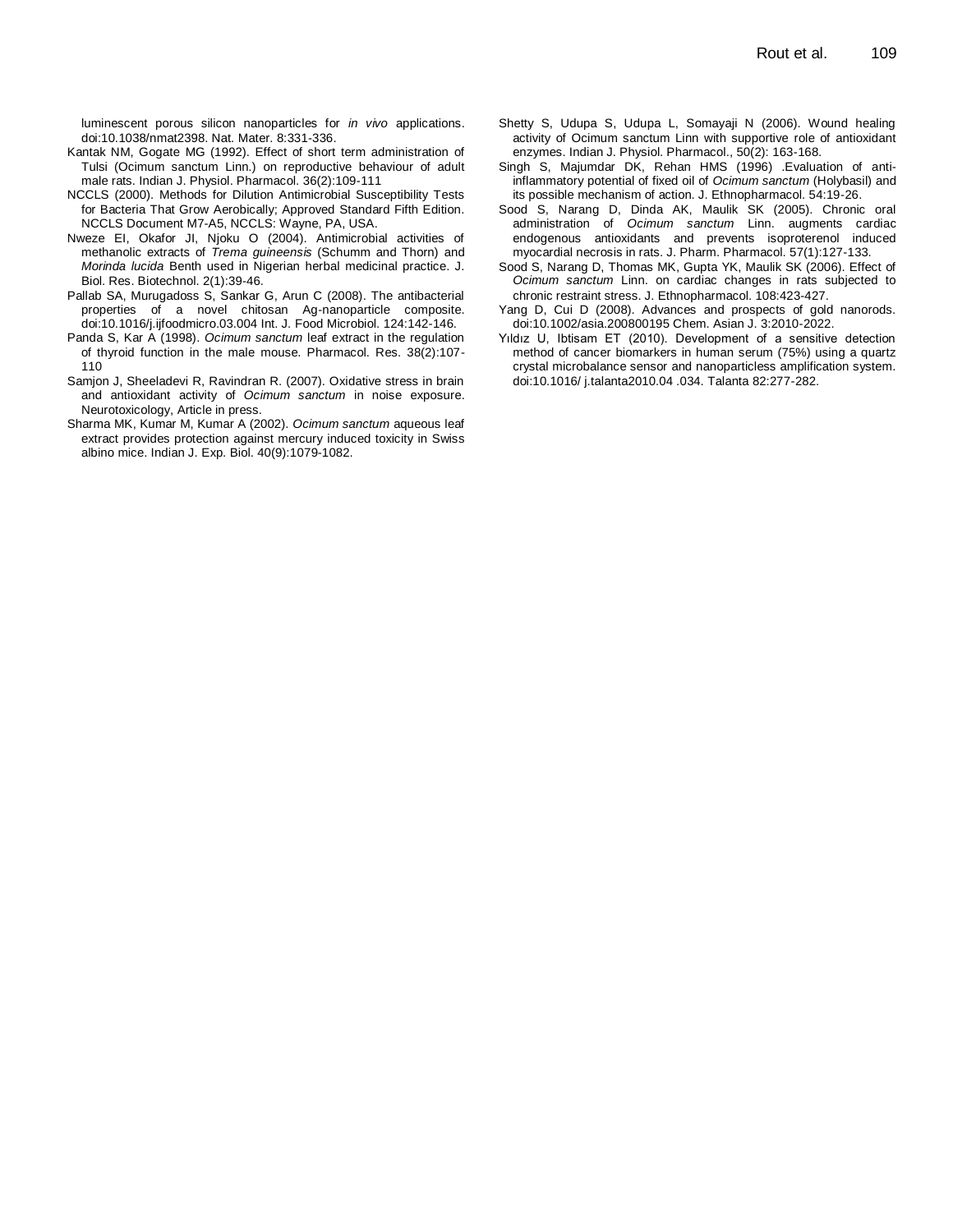luminescent porous silicon nanoparticles for *in vivo* applications. doi:10.1038/nmat2398. Nat. Mater. 8:331-336.

Kantak NM, Gogate MG (1992). Effect of short term administration of Tulsi (Ocimum sanctum Linn.) on reproductive behaviour of adult male rats. Indian J. Physiol. Pharmacol. 36(2):109-111

NCCLS (2000). Methods for Dilution Antimicrobial Susceptibility Tests for Bacteria That Grow Aerobically; Approved Standard Fifth Edition. NCCLS Document M7-A5, NCCLS: Wayne, PA, USA.

Nweze EI, Okafor JI, Njoku O (2004). Antimicrobial activities of methanolic extracts of *Trema guineensis* (Schumm and Thorn) and *Morinda lucida* Benth used in Nigerian herbal medicinal practice. J. Biol. Res. Biotechnol. 2(1):39-46.

Pallab SA, Murugadoss S, Sankar G, Arun C (2008). The antibacterial properties of a novel chitosan Ag-nanoparticle composite. doi:10.1016/j.ijfoodmicro.03.004 Int. J. Food Microbiol. 124:142-146.

Panda S, Kar A (1998). *Ocimum sanctum* leaf extract in the regulation of thyroid function in the male mouse. Pharmacol. Res. 38(2):107-110

Samjon J, Sheeladevi R, Ravindran R. (2007). Oxidative stress in brain and antioxidant activity of *Ocimum sanctum* in noise exposure. Neurotoxicology, Article in press.

Sharma MK, Kumar M, Kumar A (2002). *Ocimum sanctum* aqueous leaf extract provides protection against mercury induced toxicity in Swiss albino mice. Indian J. Exp. Biol. 40(9):1079-1082.

Shetty S, Udupa S, Udupa L, Somayaji N (2006). Wound healing activity of Ocimum sanctum Linn with supportive role of antioxidant enzymes. Indian J. Physiol. Pharmacol., 50(2): 163-168.

Singh S, Majumdar DK, Rehan HMS (1996) .Evaluation of anti-inflammatory potential of fixed oil of *Ocimum sanctum* (Holybasil) and its possible mechanism of action. J. Ethnopharmacol. 54:19-26.

Sood S, Narang D, Dinda AK, Maulik SK (2005). Chronic oral administration of *Ocimum sanctum* Linn. augments cardiac endogenous antioxidants and prevents isoproterenol induced myocardial necrosis in rats. J. Pharm. Pharmacol. 57(1):127-133.

Sood S, Narang D, Thomas MK, Gupta YK, Maulik SK (2006). Effect of *Ocimum sanctum* Linn. on cardiac changes in rats subjected to chronic restraint stress. J. Ethnopharmacol. 108:423-427.

Yang D, Cui D (2008). Advances and prospects of gold nanorods. doi:10.1002/asia.200800195 Chem. Asian J. 3:2010-2022.

Yıldız U, Ibtisam ET (2010). Development of a sensitive detection method of cancer biomarkers in human serum (75%) using a quartz crystal microbalance sensor and nanoparticless amplification system. doi:10.1016/ j.talanta2010.04 .034. Talanta 82:277-282.